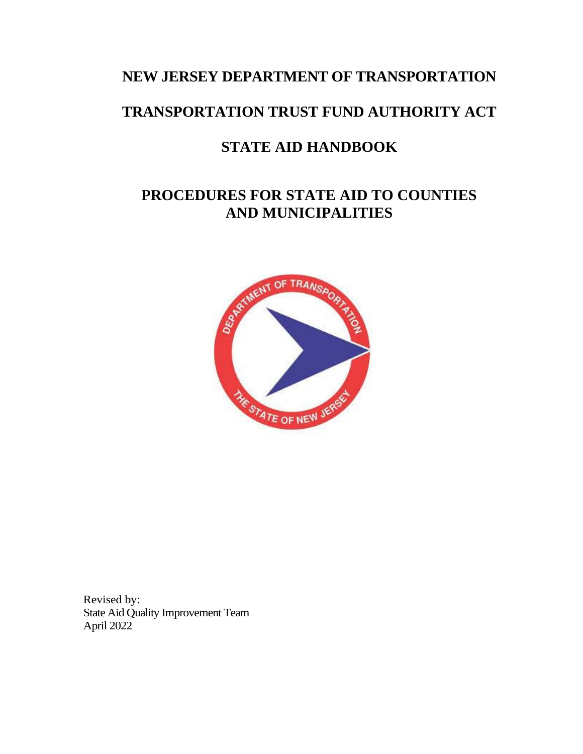# NEW JERSEY DEPARTMENT OF TRANSPORTATION

# TRANSPORTATION TRUST FUND AUTHORITY ACT

# STATE AID HANDBOOK

## PROCEDURES FOR STATE AID TO COUNTIES AND MUNICIPALITIES

Revised by:
State Aid Quality Improvement Team
April 2022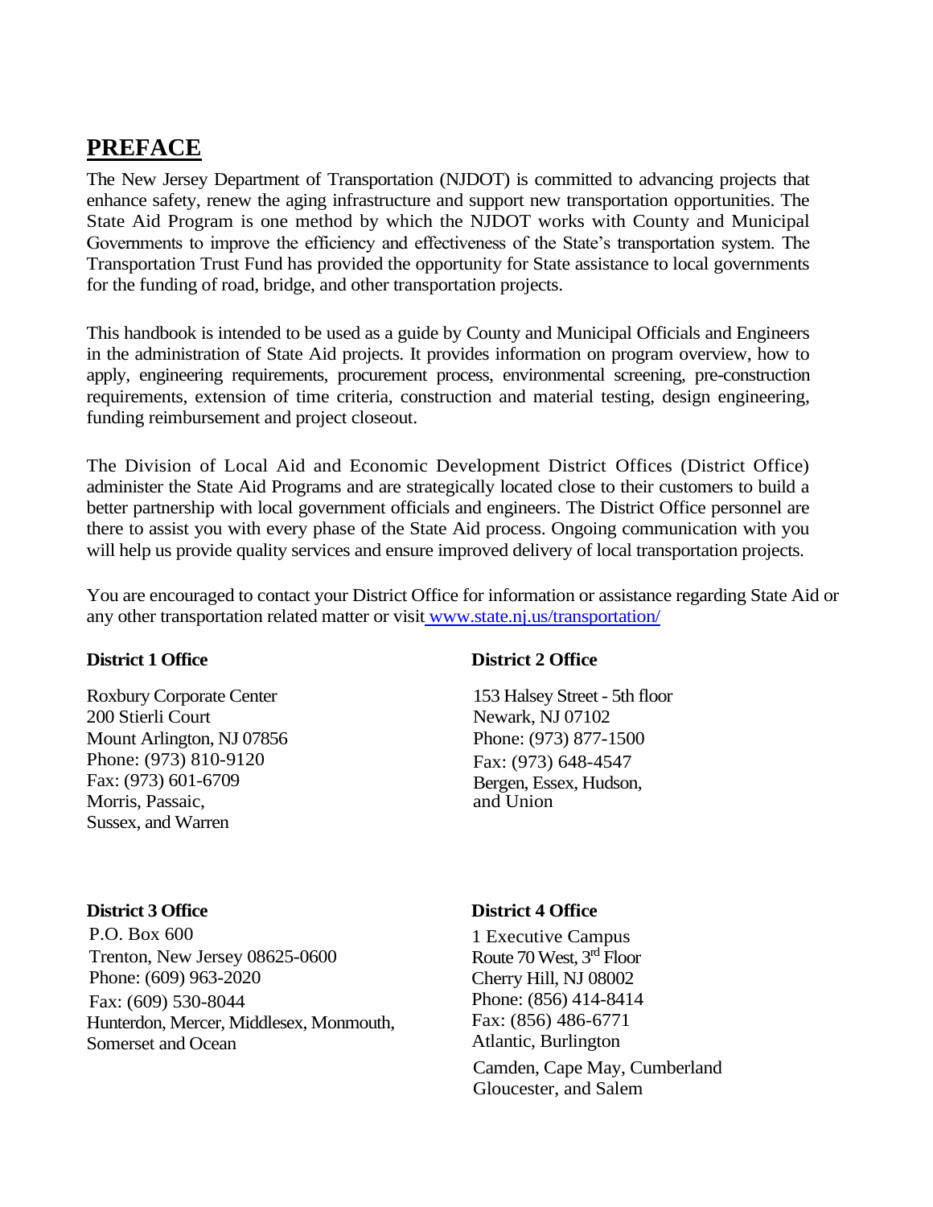# PREFACE

The New Jersey Department of Transportation (NJDOT) is committed to advancing projects that enhance safety, renew the aging infrastructure and support new transportation opportunities. The State Aid Program is one method by which the NJDOT works with County and Municipal Governments to improve the efficiency and effectiveness of the State's transportation system. The Transportation Trust Fund has provided the opportunity for State assistance to local governments for the funding of road, bridge, and other transportation projects.

This handbook is intended to be used as a guide by County and Municipal Officials and Engineers in the administration of State Aid projects. It provides information on program overview, how to apply, engineering requirements, procurement process, environmental screening, pre-construction requirements, extension of time criteria, construction and material testing, design engineering, funding reimbursement and project closeout.

The Division of Local Aid and Economic Development District Offices (District Office) administer the State Aid Programs and are strategically located close to their customers to build a better partnership with local government officials and engineers. The District Office personnel are there to assist you with every phase of the State Aid process. Ongoing communication with you will help us provide quality services and ensure improved delivery of local transportation projects.

You are encouraged to contact your District Office for information or assistance regarding State Aid or any other transportation related matter or visit [www.state.nj.us/transportation/](www.state.nj.us/transportation/)

**District 1 Office**

Roxbury Corporate Center
200 Stierli Court
Mount Arlington, NJ 07856
Phone: (973) 810-9120
Fax: (973) 601-6709
Morris, Passaic,
Sussex, and Warren

**District 2 Office**

153 Halsey Street - 5th floor
Newark, NJ 07102
Phone: (973) 877-1500
Fax: (973) 648-4547
Bergen, Essex, Hudson,
and Union

**District 3 Office**

P.O. Box 600
Trenton, New Jersey 08625-0600
Phone: (609) 963-2020
Fax: (609) 530-8044
Hunterdon, Mercer, Middlesex, Monmouth,
Somerset and Ocean

**District 4 Office**

1 Executive Campus
Route 70 West, 3rd Floor
Cherry Hill, NJ 08002
Phone: (856) 414-8414
Fax: (856) 486-6771
Atlantic, Burlington
Camden, Cape May, Cumberland
Gloucester, and Salem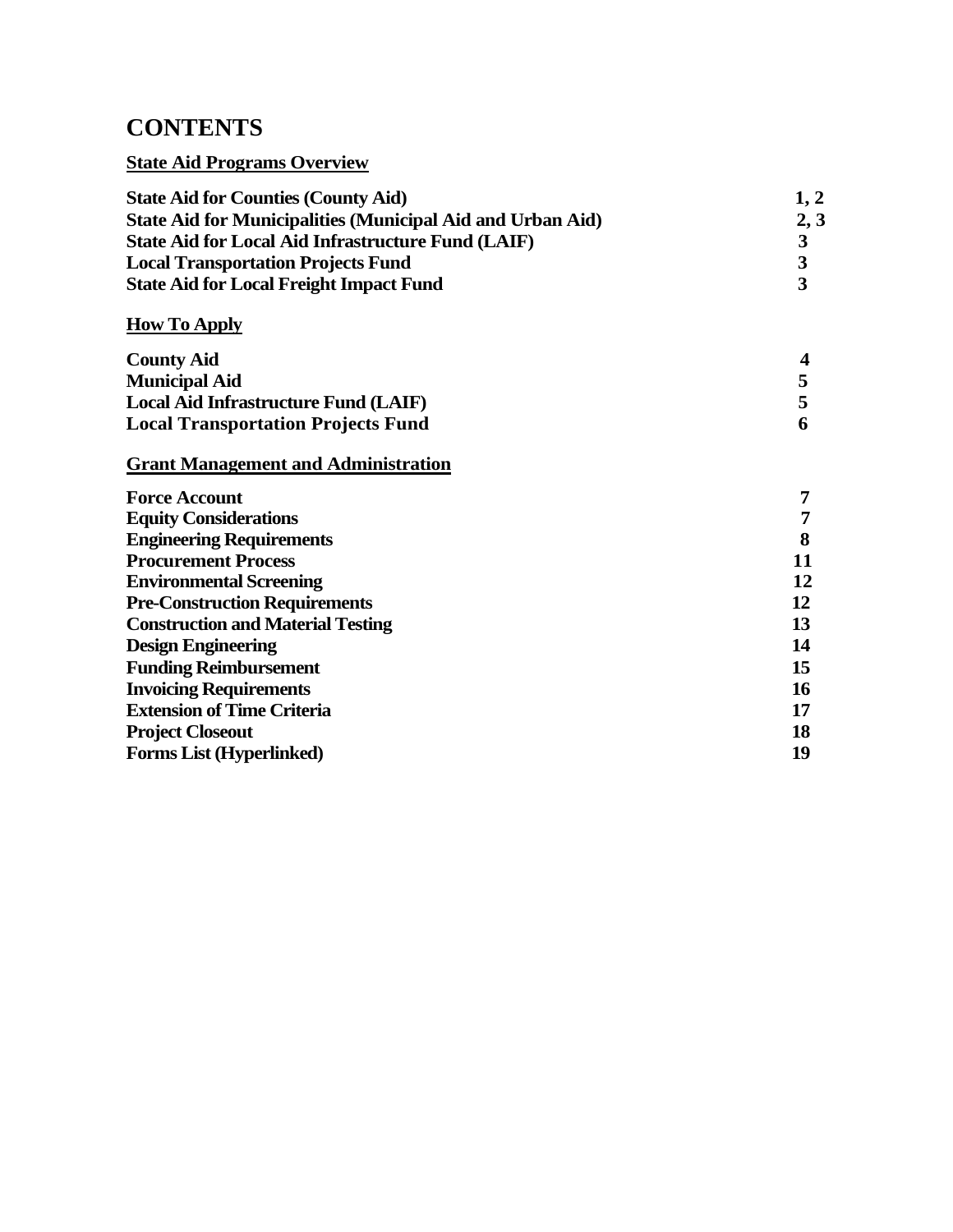# CONTENTS

**State Aid Programs Overview**

| | |
|---|---|
| **State Aid for Counties (County Aid)** | **1, 2** |
| **State Aid for Municipalities (Municipal Aid and Urban Aid)** | **2, 3** |
| **State Aid for Local Aid Infrastructure Fund (LAIF)** | **3** |
| **Local Transportation Projects Fund** | **3** |
| **State Aid for Local Freight Impact Fund** | **3** |

**How To Apply**

| | |
|---|---|
| **County Aid** | **4** |
| **Municipal Aid** | **5** |
| **Local Aid Infrastructure Fund (LAIF)** | **5** |
| **Local Transportation Projects Fund** | **6** |

**Grant Management and Administration**

| | |
|---|---|
| **Force Account** | **7** |
| **Equity Considerations** | **7** |
| **Engineering Requirements** | **8** |
| **Procurement Process** | **11** |
| **Environmental Screening** | **12** |
| **Pre-Construction Requirements** | **12** |
| **Construction and Material Testing** | **13** |
| **Design Engineering** | **14** |
| **Funding Reimbursement** | **15** |
| **Invoicing Requirements** | **16** |
| **Extension of Time Criteria** | **17** |
| **Project Closeout** | **18** |
| **Forms List (Hyperlinked)** | **19** |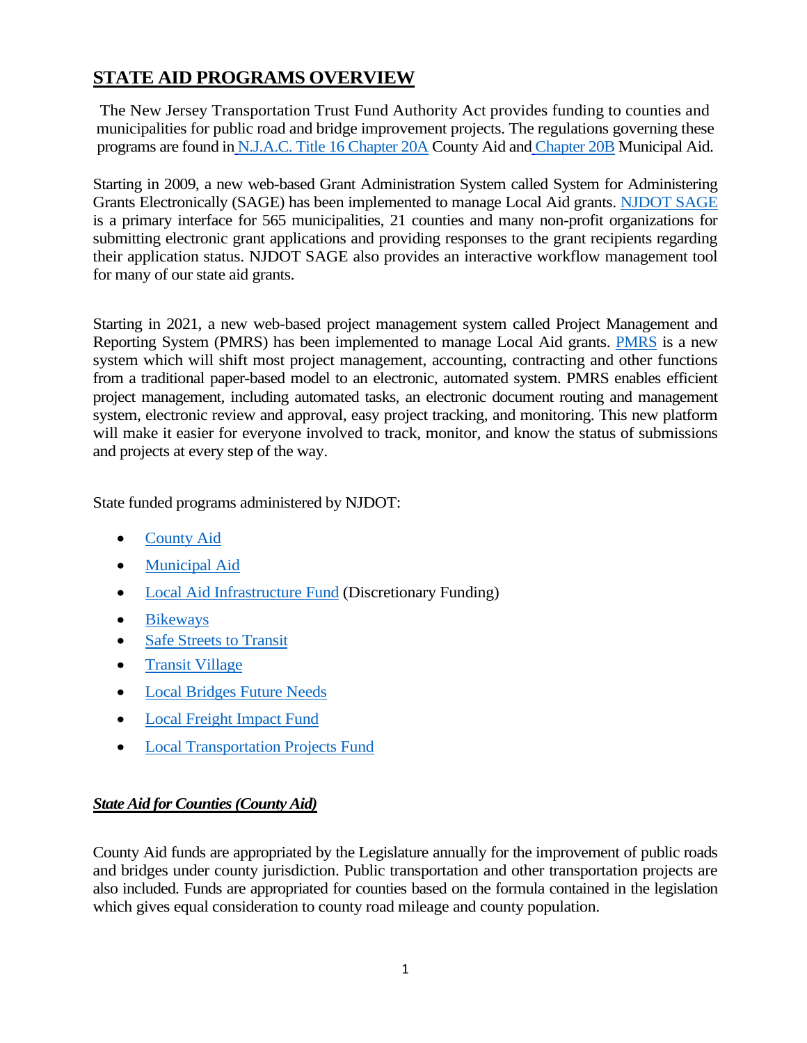# STATE AID PROGRAMS OVERVIEW

The New Jersey Transportation Trust Fund Authority Act provides funding to counties and municipalities for public road and bridge improvement projects. The regulations governing these programs are found in N.J.A.C. Title 16 Chapter 20A County Aid and Chapter 20B Municipal Aid.

Starting in 2009, a new web-based Grant Administration System called System for Administering Grants Electronically (SAGE) has been implemented to manage Local Aid grants. NJDOT SAGE is a primary interface for 565 municipalities, 21 counties and many non-profit organizations for submitting electronic grant applications and providing responses to the grant recipients regarding their application status. NJDOT SAGE also provides an interactive workflow management tool for many of our state aid grants.

Starting in 2021, a new web-based project management system called Project Management and Reporting System (PMRS) has been implemented to manage Local Aid grants. PMRS is a new system which will shift most project management, accounting, contracting and other functions from a traditional paper-based model to an electronic, automated system. PMRS enables efficient project management, including automated tasks, an electronic document routing and management system, electronic review and approval, easy project tracking, and monitoring. This new platform will make it easier for everyone involved to track, monitor, and know the status of submissions and projects at every step of the way.

State funded programs administered by NJDOT:

- County Aid
- Municipal Aid
- Local Aid Infrastructure Fund (Discretionary Funding)
- Bikeways
- Safe Streets to Transit
- Transit Village
- Local Bridges Future Needs
- Local Freight Impact Fund
- Local Transportation Projects Fund

***State Aid for Counties (County Aid)***

County Aid funds are appropriated by the Legislature annually for the improvement of public roads and bridges under county jurisdiction. Public transportation and other transportation projects are also included. Funds are appropriated for counties based on the formula contained in the legislation which gives equal consideration to county road mileage and county population.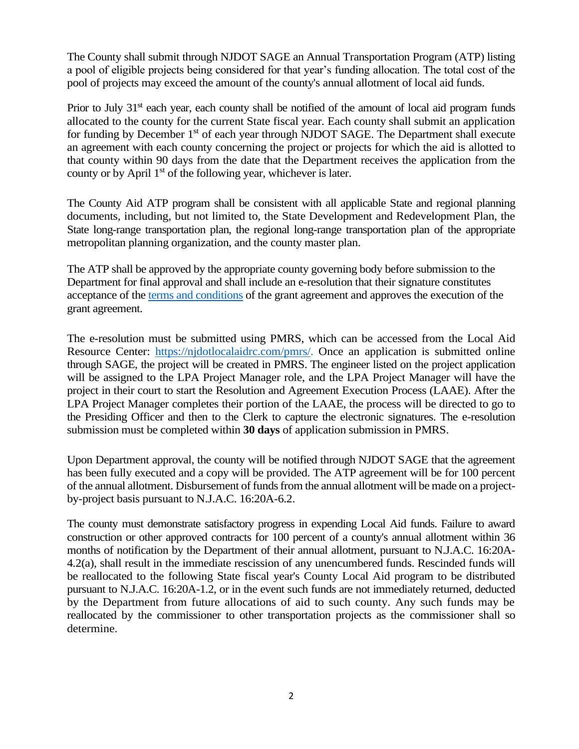The County shall submit through NJDOT SAGE an Annual Transportation Program (ATP) listing a pool of eligible projects being considered for that year's funding allocation. The total cost of the pool of projects may exceed the amount of the county's annual allotment of local aid funds.

Prior to July 31st each year, each county shall be notified of the amount of local aid program funds allocated to the county for the current State fiscal year. Each county shall submit an application for funding by December 1st of each year through NJDOT SAGE. The Department shall execute an agreement with each county concerning the project or projects for which the aid is allotted to that county within 90 days from the date that the Department receives the application from the county or by April 1st of the following year, whichever is later.

The County Aid ATP program shall be consistent with all applicable State and regional planning documents, including, but not limited to, the State Development and Redevelopment Plan, the State long-range transportation plan, the regional long-range transportation plan of the appropriate metropolitan planning organization, and the county master plan.

The ATP shall be approved by the appropriate county governing body before submission to the Department for final approval and shall include an e-resolution that their signature constitutes acceptance of the terms and conditions of the grant agreement and approves the execution of the grant agreement.

The e-resolution must be submitted using PMRS, which can be accessed from the Local Aid Resource Center: https://njdotlocalaidrc.com/pmrs/. Once an application is submitted online through SAGE, the project will be created in PMRS. The engineer listed on the project application will be assigned to the LPA Project Manager role, and the LPA Project Manager will have the project in their court to start the Resolution and Agreement Execution Process (LAAE). After the LPA Project Manager completes their portion of the LAAE, the process will be directed to go to the Presiding Officer and then to the Clerk to capture the electronic signatures. The e-resolution submission must be completed within **30 days** of application submission in PMRS.

Upon Department approval, the county will be notified through NJDOT SAGE that the agreement has been fully executed and a copy will be provided. The ATP agreement will be for 100 percent of the annual allotment. Disbursement of funds from the annual allotment will be made on a project-by-project basis pursuant to N.J.A.C. 16:20A-6.2.

The county must demonstrate satisfactory progress in expending Local Aid funds. Failure to award construction or other approved contracts for 100 percent of a county's annual allotment within 36 months of notification by the Department of their annual allotment, pursuant to N.J.A.C. 16:20A-4.2(a), shall result in the immediate rescission of any unencumbered funds. Rescinded funds will be reallocated to the following State fiscal year's County Local Aid program to be distributed pursuant to N.J.A.C. 16:20A-1.2, or in the event such funds are not immediately returned, deducted by the Department from future allocations of aid to such county. Any such funds may be reallocated by the commissioner to other transportation projects as the commissioner shall so determine.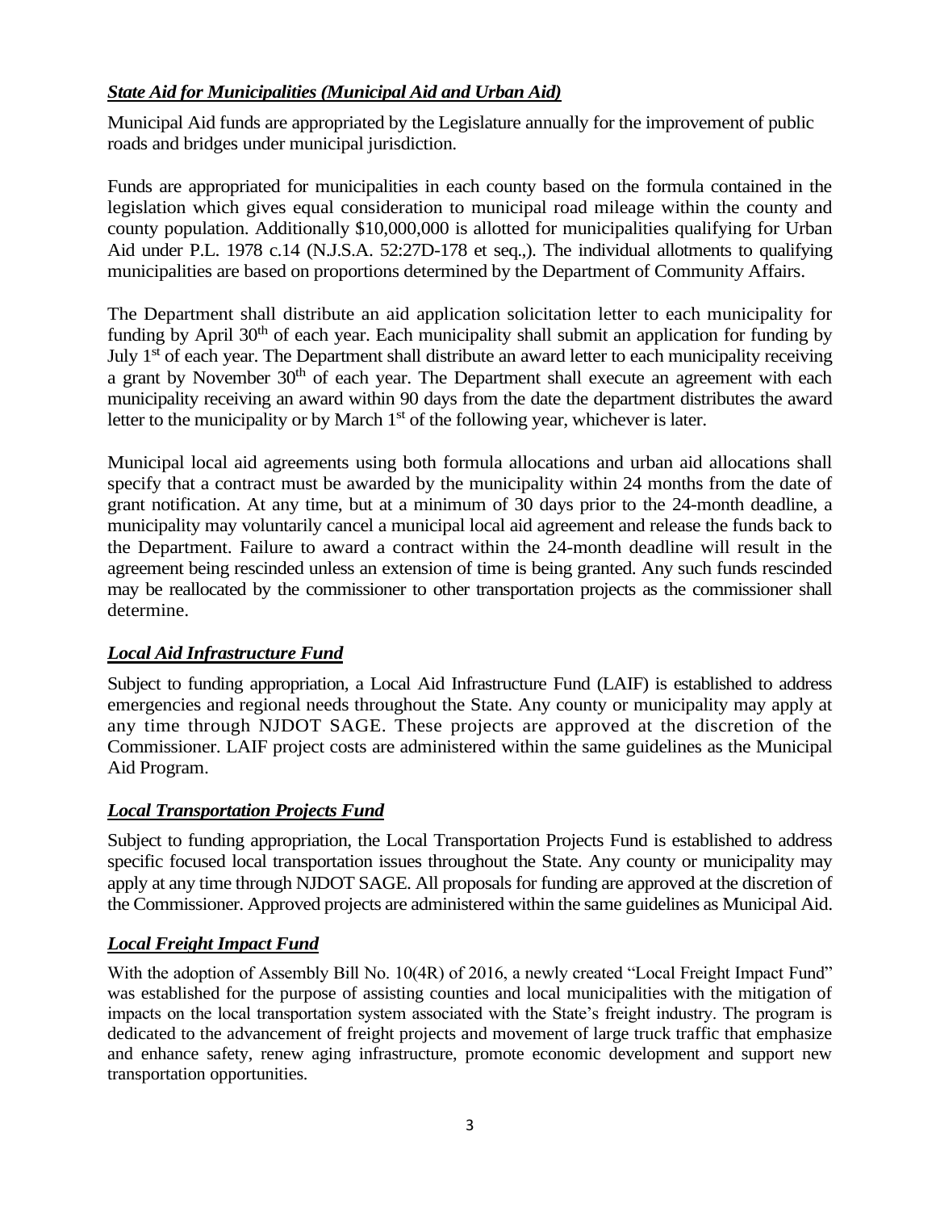### ***State Aid for Municipalities (Municipal Aid and Urban Aid)***

Municipal Aid funds are appropriated by the Legislature annually for the improvement of public roads and bridges under municipal jurisdiction.

Funds are appropriated for municipalities in each county based on the formula contained in the legislation which gives equal consideration to municipal road mileage within the county and county population. Additionally $10,000,000 is allotted for municipalities qualifying for Urban Aid under P.L. 1978 c.14 (N.J.S.A. 52:27D-178 et seq.,). The individual allotments to qualifying municipalities are based on proportions determined by the Department of Community Affairs.

The Department shall distribute an aid application solicitation letter to each municipality for funding by April 30th of each year. Each municipality shall submit an application for funding by July 1st of each year. The Department shall distribute an award letter to each municipality receiving a grant by November 30th of each year. The Department shall execute an agreement with each municipality receiving an award within 90 days from the date the department distributes the award letter to the municipality or by March 1st of the following year, whichever is later.

Municipal local aid agreements using both formula allocations and urban aid allocations shall specify that a contract must be awarded by the municipality within 24 months from the date of grant notification. At any time, but at a minimum of 30 days prior to the 24-month deadline, a municipality may voluntarily cancel a municipal local aid agreement and release the funds back to the Department. Failure to award a contract within the 24-month deadline will result in the agreement being rescinded unless an extension of time is being granted. Any such funds rescinded may be reallocated by the commissioner to other transportation projects as the commissioner shall determine.

### ***Local Aid Infrastructure Fund***

Subject to funding appropriation, a Local Aid Infrastructure Fund (LAIF) is established to address emergencies and regional needs throughout the State. Any county or municipality may apply at any time through NJDOT SAGE. These projects are approved at the discretion of the Commissioner. LAIF project costs are administered within the same guidelines as the Municipal Aid Program.

### ***Local Transportation Projects Fund***

Subject to funding appropriation, the Local Transportation Projects Fund is established to address specific focused local transportation issues throughout the State. Any county or municipality may apply at any time through NJDOT SAGE. All proposals for funding are approved at the discretion of the Commissioner. Approved projects are administered within the same guidelines as Municipal Aid.

### ***Local Freight Impact Fund***

With the adoption of Assembly Bill No. 10(4R) of 2016, a newly created "Local Freight Impact Fund" was established for the purpose of assisting counties and local municipalities with the mitigation of impacts on the local transportation system associated with the State's freight industry. The program is dedicated to the advancement of freight projects and movement of large truck traffic that emphasize and enhance safety, renew aging infrastructure, promote economic development and support new transportation opportunities.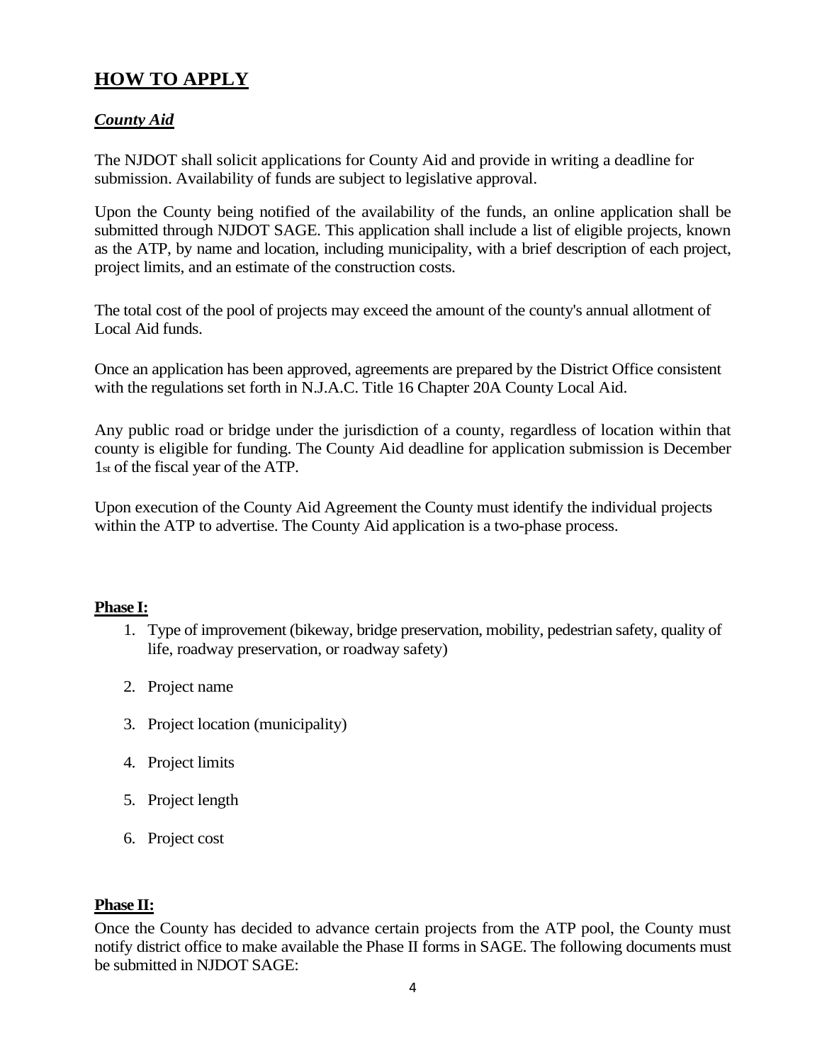## HOW TO APPLY

### *County Aid*

The NJDOT shall solicit applications for County Aid and provide in writing a deadline for submission. Availability of funds are subject to legislative approval.

Upon the County being notified of the availability of the funds, an online application shall be submitted through NJDOT SAGE. This application shall include a list of eligible projects, known as the ATP, by name and location, including municipality, with a brief description of each project, project limits, and an estimate of the construction costs.

The total cost of the pool of projects may exceed the amount of the county's annual allotment of Local Aid funds.

Once an application has been approved, agreements are prepared by the District Office consistent with the regulations set forth in N.J.A.C. Title 16 Chapter 20A County Local Aid.

Any public road or bridge under the jurisdiction of a county, regardless of location within that county is eligible for funding. The County Aid deadline for application submission is December 1st of the fiscal year of the ATP.

Upon execution of the County Aid Agreement the County must identify the individual projects within the ATP to advertise. The County Aid application is a two-phase process.

**Phase I:**

1. Type of improvement (bikeway, bridge preservation, mobility, pedestrian safety, quality of life, roadway preservation, or roadway safety)
2. Project name
3. Project location (municipality)
4. Project limits
5. Project length
6. Project cost

**Phase II:**

Once the County has decided to advance certain projects from the ATP pool, the County must notify district office to make available the Phase II forms in SAGE. The following documents must be submitted in NJDOT SAGE: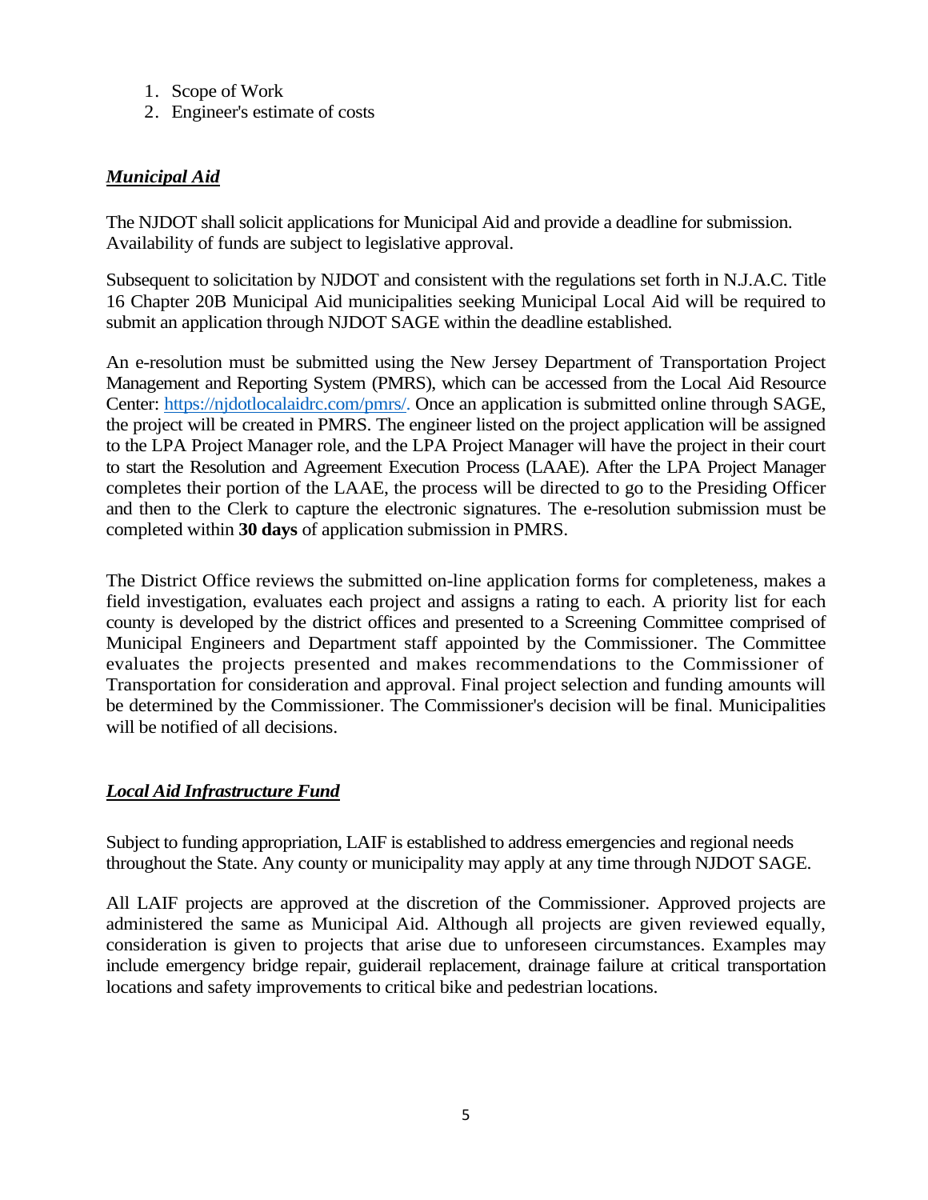1. Scope of Work
2. Engineer's estimate of costs

***Municipal Aid***

The NJDOT shall solicit applications for Municipal Aid and provide a deadline for submission. Availability of funds are subject to legislative approval.

Subsequent to solicitation by NJDOT and consistent with the regulations set forth in N.J.A.C. Title 16 Chapter 20B Municipal Aid municipalities seeking Municipal Local Aid will be required to submit an application through NJDOT SAGE within the deadline established.

An e-resolution must be submitted using the New Jersey Department of Transportation Project Management and Reporting System (PMRS), which can be accessed from the Local Aid Resource Center: https://njdotlocalaidrc.com/pmrs/. Once an application is submitted online through SAGE, the project will be created in PMRS. The engineer listed on the project application will be assigned to the LPA Project Manager role, and the LPA Project Manager will have the project in their court to start the Resolution and Agreement Execution Process (LAAE). After the LPA Project Manager completes their portion of the LAAE, the process will be directed to go to the Presiding Officer and then to the Clerk to capture the electronic signatures. The e-resolution submission must be completed within **30 days** of application submission in PMRS.

The District Office reviews the submitted on-line application forms for completeness, makes a field investigation, evaluates each project and assigns a rating to each. A priority list for each county is developed by the district offices and presented to a Screening Committee comprised of Municipal Engineers and Department staff appointed by the Commissioner. The Committee evaluates the projects presented and makes recommendations to the Commissioner of Transportation for consideration and approval. Final project selection and funding amounts will be determined by the Commissioner. The Commissioner's decision will be final. Municipalities will be notified of all decisions.

***Local Aid Infrastructure Fund***

Subject to funding appropriation, LAIF is established to address emergencies and regional needs throughout the State. Any county or municipality may apply at any time through NJDOT SAGE.

All LAIF projects are approved at the discretion of the Commissioner. Approved projects are administered the same as Municipal Aid. Although all projects are given reviewed equally, consideration is given to projects that arise due to unforeseen circumstances. Examples may include emergency bridge repair, guiderail replacement, drainage failure at critical transportation locations and safety improvements to critical bike and pedestrian locations.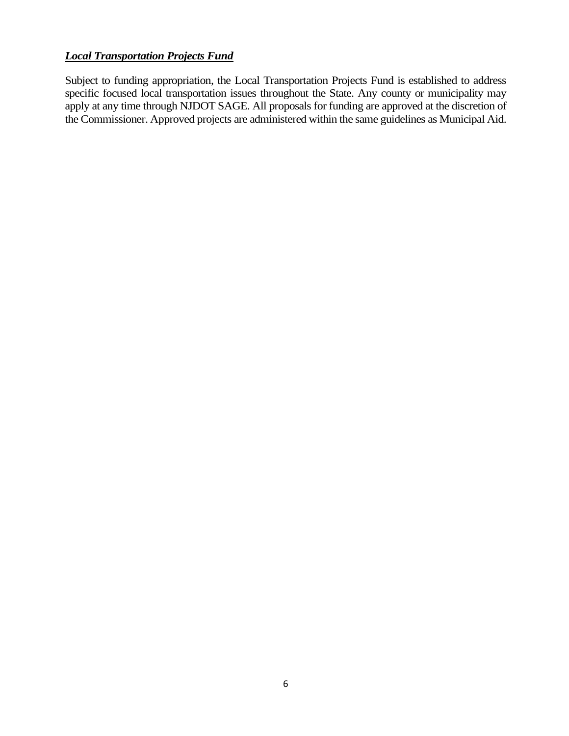***Local Transportation Projects Fund***

Subject to funding appropriation, the Local Transportation Projects Fund is established to address specific focused local transportation issues throughout the State. Any county or municipality may apply at any time through NJDOT SAGE. All proposals for funding are approved at the discretion of the Commissioner. Approved projects are administered within the same guidelines as Municipal Aid.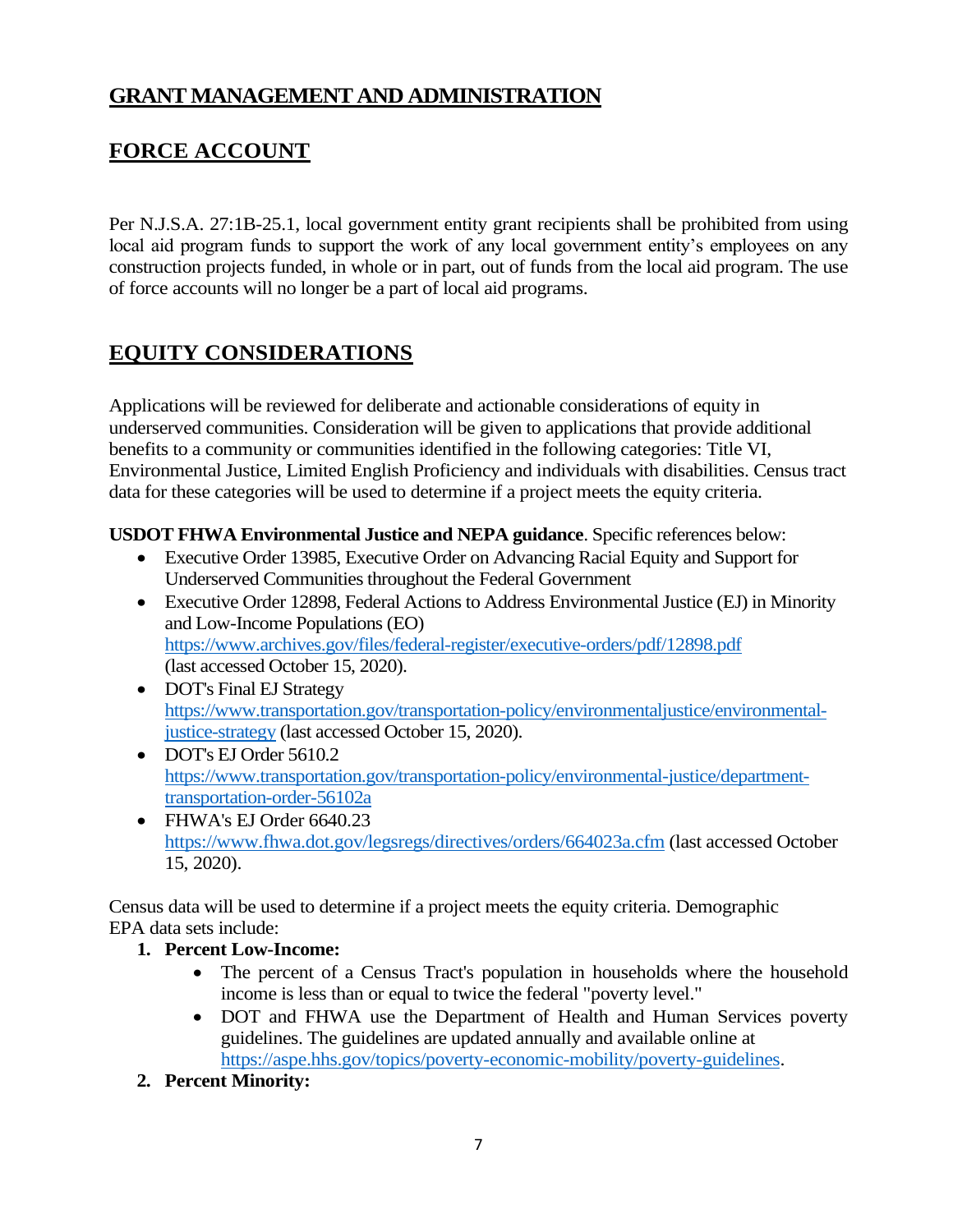## GRANT MANAGEMENT AND ADMINISTRATION

## FORCE ACCOUNT

Per N.J.S.A. 27:1B-25.1, local government entity grant recipients shall be prohibited from using local aid program funds to support the work of any local government entity's employees on any construction projects funded, in whole or in part, out of funds from the local aid program. The use of force accounts will no longer be a part of local aid programs.

## EQUITY CONSIDERATIONS

Applications will be reviewed for deliberate and actionable considerations of equity in underserved communities. Consideration will be given to applications that provide additional benefits to a community or communities identified in the following categories: Title VI, Environmental Justice, Limited English Proficiency and individuals with disabilities. Census tract data for these categories will be used to determine if a project meets the equity criteria.

**USDOT FHWA Environmental Justice and NEPA guidance**. Specific references below:

- Executive Order 13985, Executive Order on Advancing Racial Equity and Support for Underserved Communities throughout the Federal Government
- Executive Order 12898, Federal Actions to Address Environmental Justice (EJ) in Minority and Low-Income Populations (EO) https://www.archives.gov/files/federal-register/executive-orders/pdf/12898.pdf (last accessed October 15, 2020).
- DOT's Final EJ Strategy https://www.transportation.gov/transportation-policy/environmentaljustice/environmental-justice-strategy (last accessed October 15, 2020).
- DOT's EJ Order 5610.2 https://www.transportation.gov/transportation-policy/environmental-justice/department-transportation-order-56102a
- FHWA's EJ Order 6640.23 https://www.fhwa.dot.gov/legsregs/directives/orders/664023a.cfm (last accessed October 15, 2020).

Census data will be used to determine if a project meets the equity criteria. Demographic EPA data sets include:

1. **Percent Low-Income:**
   - The percent of a Census Tract's population in households where the household income is less than or equal to twice the federal "poverty level."
   - DOT and FHWA use the Department of Health and Human Services poverty guidelines. The guidelines are updated annually and available online at https://aspe.hhs.gov/topics/poverty-economic-mobility/poverty-guidelines.
2. **Percent Minority:**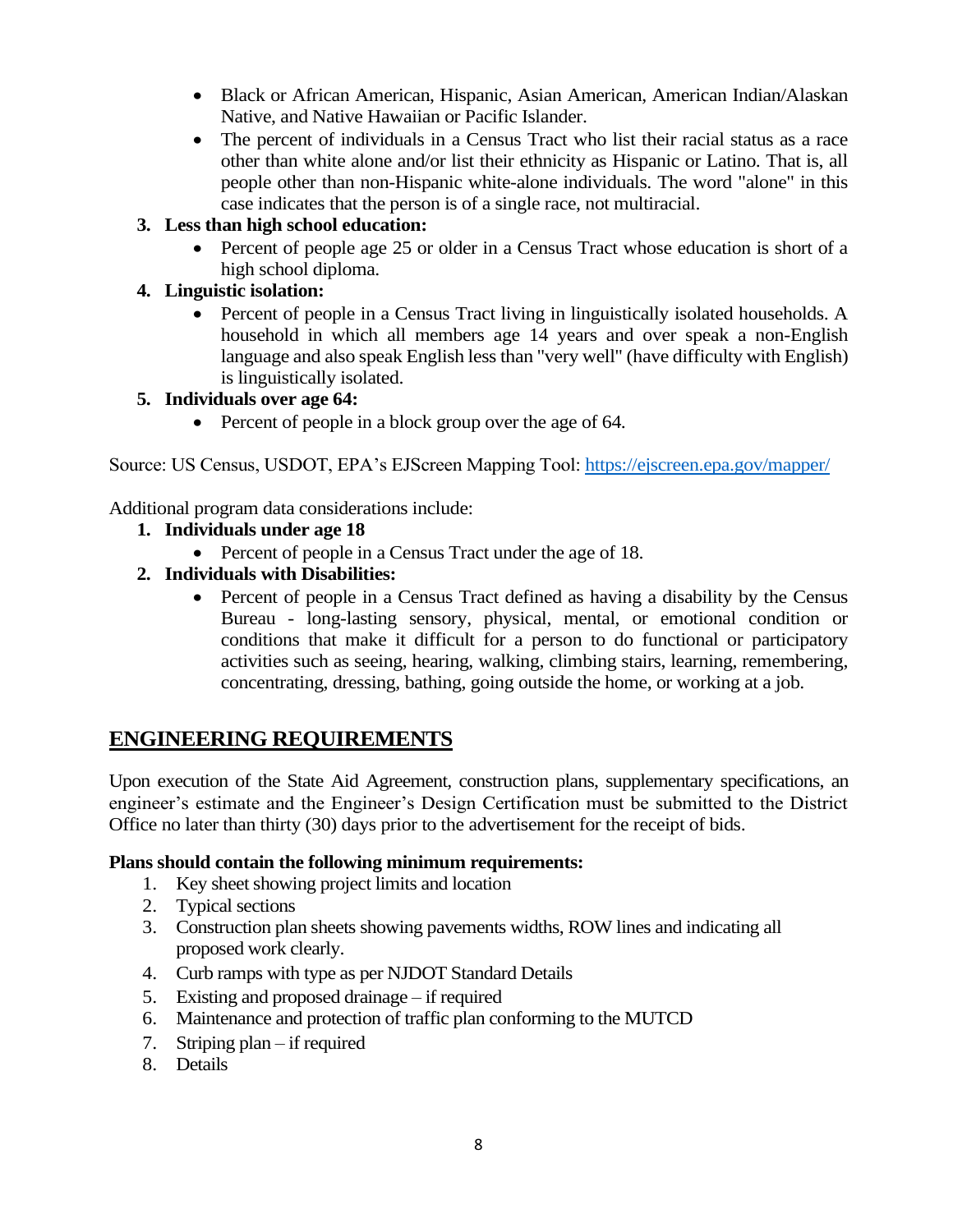- Black or African American, Hispanic, Asian American, American Indian/Alaskan Native, and Native Hawaiian or Pacific Islander.
- The percent of individuals in a Census Tract who list their racial status as a race other than white alone and/or list their ethnicity as Hispanic or Latino. That is, all people other than non-Hispanic white-alone individuals. The word "alone" in this case indicates that the person is of a single race, not multiracial.

3. **Less than high school education:**
   - Percent of people age 25 or older in a Census Tract whose education is short of a high school diploma.
4. **Linguistic isolation:**
   - Percent of people in a Census Tract living in linguistically isolated households. A household in which all members age 14 years and over speak a non-English language and also speak English less than "very well" (have difficulty with English) is linguistically isolated.
5. **Individuals over age 64:**
   - Percent of people in a block group over the age of 64.

Source: US Census, USDOT, EPA's EJScreen Mapping Tool: https://ejscreen.epa.gov/mapper/

Additional program data considerations include:

1. **Individuals under age 18**
   - Percent of people in a Census Tract under the age of 18.
2. **Individuals with Disabilities:**
   - Percent of people in a Census Tract defined as having a disability by the Census Bureau - long-lasting sensory, physical, mental, or emotional condition or conditions that make it difficult for a person to do functional or participatory activities such as seeing, hearing, walking, climbing stairs, learning, remembering, concentrating, dressing, bathing, going outside the home, or working at a job.

## ENGINEERING REQUIREMENTS

Upon execution of the State Aid Agreement, construction plans, supplementary specifications, an engineer's estimate and the Engineer's Design Certification must be submitted to the District Office no later than thirty (30) days prior to the advertisement for the receipt of bids.

**Plans should contain the following minimum requirements:**

1. Key sheet showing project limits and location
2. Typical sections
3. Construction plan sheets showing pavements widths, ROW lines and indicating all proposed work clearly.
4. Curb ramps with type as per NJDOT Standard Details
5. Existing and proposed drainage – if required
6. Maintenance and protection of traffic plan conforming to the MUTCD
7. Striping plan – if required
8. Details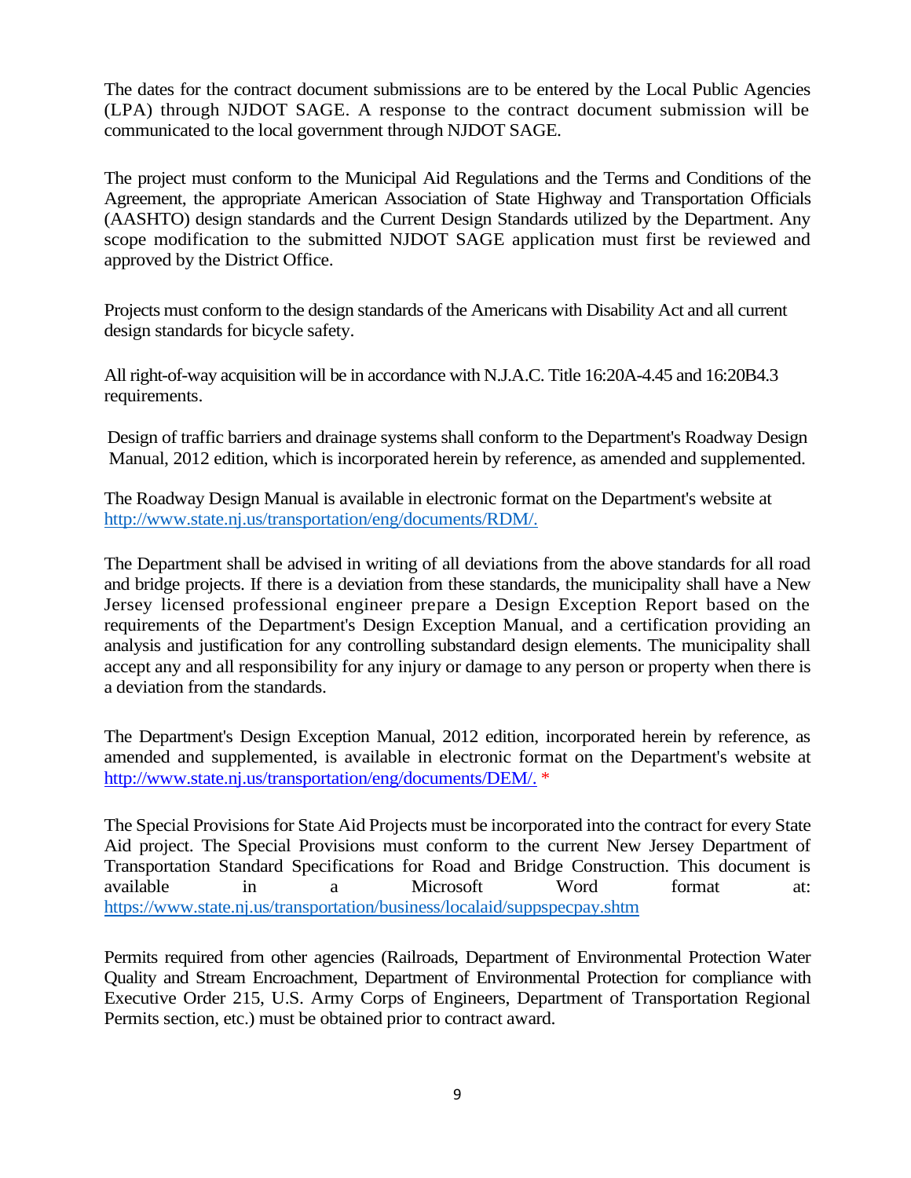The dates for the contract document submissions are to be entered by the Local Public Agencies (LPA) through NJDOT SAGE. A response to the contract document submission will be communicated to the local government through NJDOT SAGE.

The project must conform to the Municipal Aid Regulations and the Terms and Conditions of the Agreement, the appropriate American Association of State Highway and Transportation Officials (AASHTO) design standards and the Current Design Standards utilized by the Department. Any scope modification to the submitted NJDOT SAGE application must first be reviewed and approved by the District Office.

Projects must conform to the design standards of the Americans with Disability Act and all current design standards for bicycle safety.

All right-of-way acquisition will be in accordance with N.J.A.C. Title 16:20A-4.45 and 16:20B4.3 requirements.

Design of traffic barriers and drainage systems shall conform to the Department's Roadway Design Manual, 2012 edition, which is incorporated herein by reference, as amended and supplemented.

The Roadway Design Manual is available in electronic format on the Department's website at http://www.state.nj.us/transportation/eng/documents/RDM/.

The Department shall be advised in writing of all deviations from the above standards for all road and bridge projects. If there is a deviation from these standards, the municipality shall have a New Jersey licensed professional engineer prepare a Design Exception Report based on the requirements of the Department's Design Exception Manual, and a certification providing an analysis and justification for any controlling substandard design elements. The municipality shall accept any and all responsibility for any injury or damage to any person or property when there is a deviation from the standards.

The Department's Design Exception Manual, 2012 edition, incorporated herein by reference, as amended and supplemented, is available in electronic format on the Department's website at http://www.state.nj.us/transportation/eng/documents/DEM/. *

The Special Provisions for State Aid Projects must be incorporated into the contract for every State Aid project. The Special Provisions must conform to the current New Jersey Department of Transportation Standard Specifications for Road and Bridge Construction. This document is available in a Microsoft Word format at: https://www.state.nj.us/transportation/business/localaid/suppspecpay.shtm

Permits required from other agencies (Railroads, Department of Environmental Protection Water Quality and Stream Encroachment, Department of Environmental Protection for compliance with Executive Order 215, U.S. Army Corps of Engineers, Department of Transportation Regional Permits section, etc.) must be obtained prior to contract award.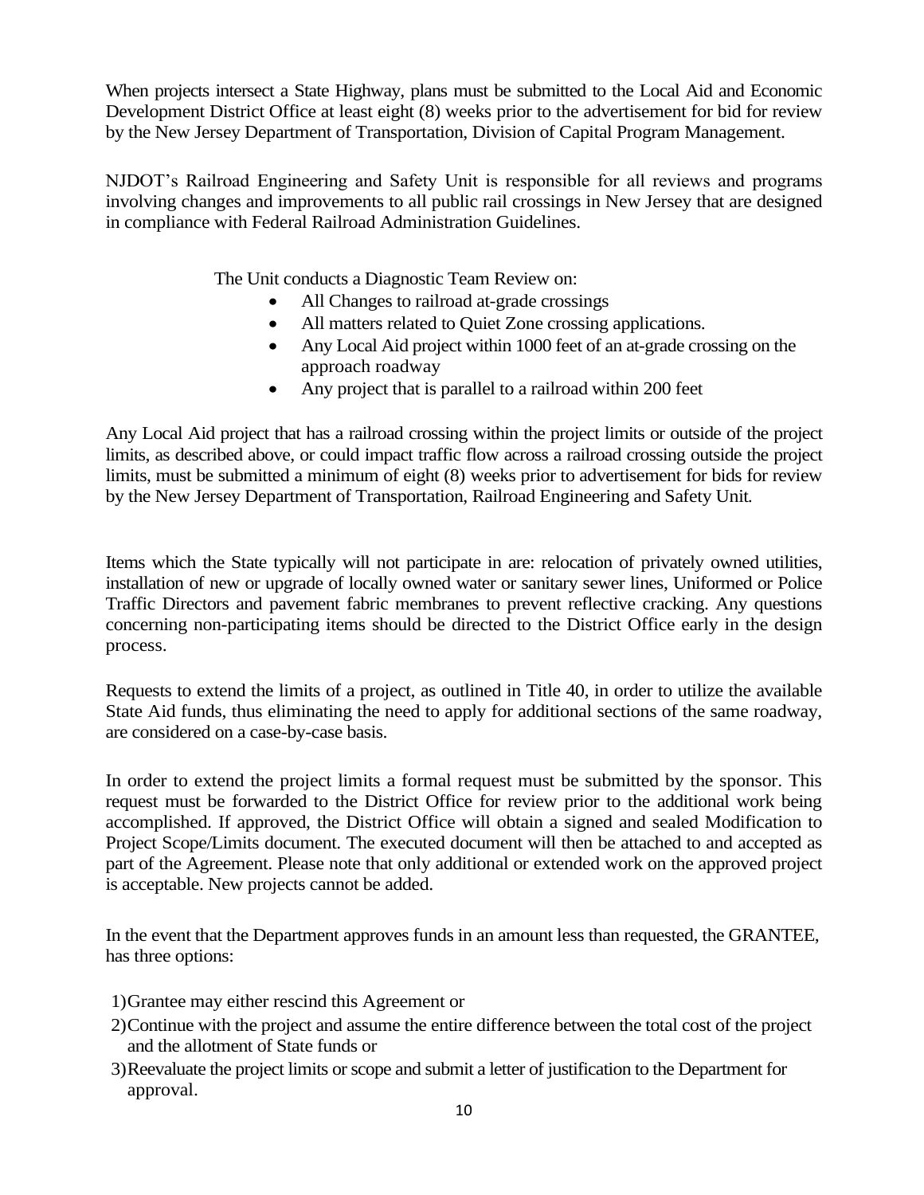When projects intersect a State Highway, plans must be submitted to the Local Aid and Economic Development District Office at least eight (8) weeks prior to the advertisement for bid for review by the New Jersey Department of Transportation, Division of Capital Program Management.

NJDOT's Railroad Engineering and Safety Unit is responsible for all reviews and programs involving changes and improvements to all public rail crossings in New Jersey that are designed in compliance with Federal Railroad Administration Guidelines.

The Unit conducts a Diagnostic Team Review on:

- All Changes to railroad at-grade crossings
- All matters related to Quiet Zone crossing applications.
- Any Local Aid project within 1000 feet of an at-grade crossing on the approach roadway
- Any project that is parallel to a railroad within 200 feet

Any Local Aid project that has a railroad crossing within the project limits or outside of the project limits, as described above, or could impact traffic flow across a railroad crossing outside the project limits, must be submitted a minimum of eight (8) weeks prior to advertisement for bids for review by the New Jersey Department of Transportation, Railroad Engineering and Safety Unit.

Items which the State typically will not participate in are: relocation of privately owned utilities, installation of new or upgrade of locally owned water or sanitary sewer lines, Uniformed or Police Traffic Directors and pavement fabric membranes to prevent reflective cracking. Any questions concerning non-participating items should be directed to the District Office early in the design process.

Requests to extend the limits of a project, as outlined in Title 40, in order to utilize the available State Aid funds, thus eliminating the need to apply for additional sections of the same roadway, are considered on a case-by-case basis.

In order to extend the project limits a formal request must be submitted by the sponsor. This request must be forwarded to the District Office for review prior to the additional work being accomplished. If approved, the District Office will obtain a signed and sealed Modification to Project Scope/Limits document. The executed document will then be attached to and accepted as part of the Agreement. Please note that only additional or extended work on the approved project is acceptable. New projects cannot be added.

In the event that the Department approves funds in an amount less than requested, the GRANTEE, has three options:

1) Grantee may either rescind this Agreement or
2) Continue with the project and assume the entire difference between the total cost of the project and the allotment of State funds or
3) Reevaluate the project limits or scope and submit a letter of justification to the Department for approval.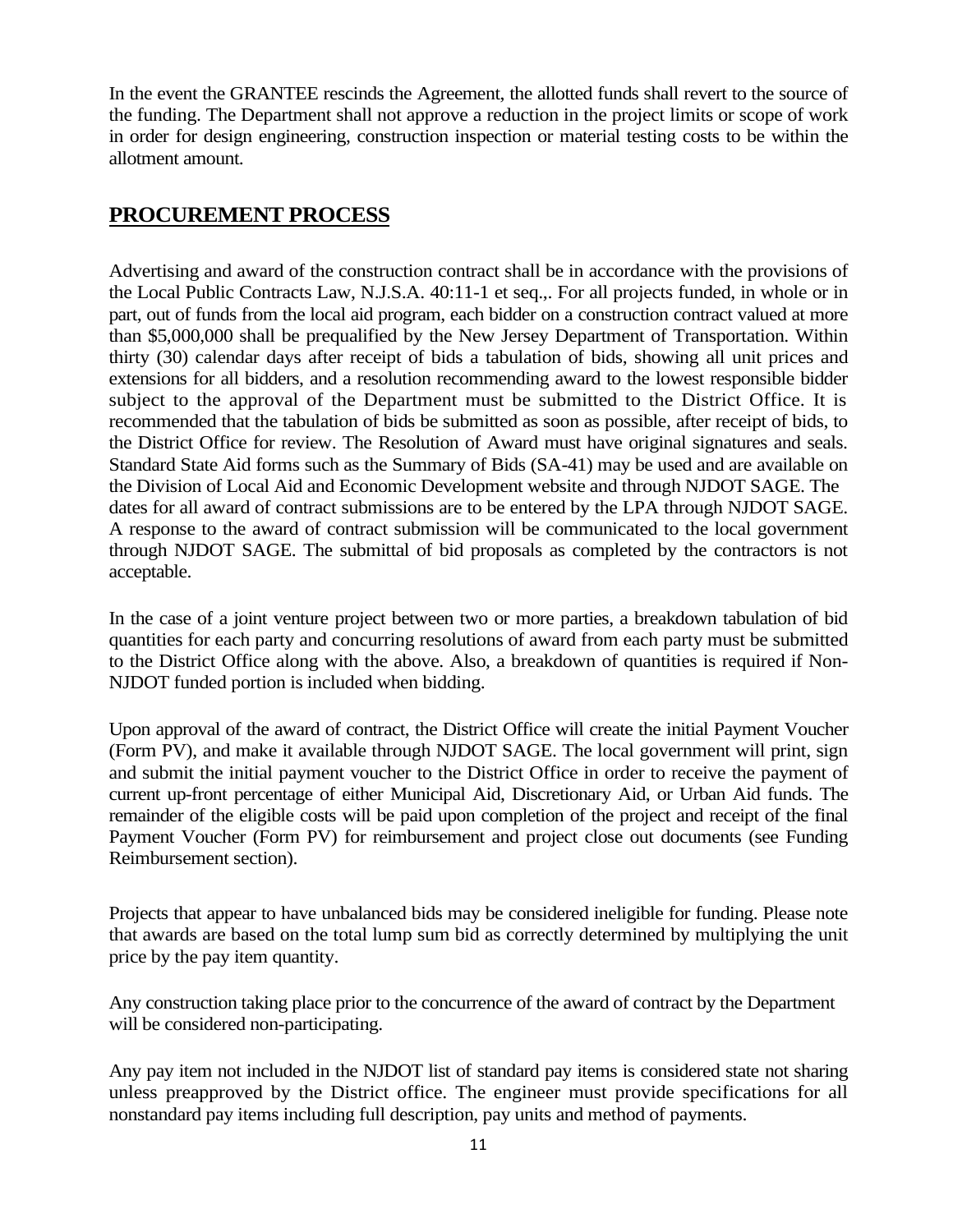In the event the GRANTEE rescinds the Agreement, the allotted funds shall revert to the source of the funding. The Department shall not approve a reduction in the project limits or scope of work in order for design engineering, construction inspection or material testing costs to be within the allotment amount.

## PROCUREMENT PROCESS

Advertising and award of the construction contract shall be in accordance with the provisions of the Local Public Contracts Law, N.J.S.A. 40:11-1 et seq.,. For all projects funded, in whole or in part, out of funds from the local aid program, each bidder on a construction contract valued at more than $5,000,000 shall be prequalified by the New Jersey Department of Transportation. Within thirty (30) calendar days after receipt of bids a tabulation of bids, showing all unit prices and extensions for all bidders, and a resolution recommending award to the lowest responsible bidder subject to the approval of the Department must be submitted to the District Office. It is recommended that the tabulation of bids be submitted as soon as possible, after receipt of bids, to the District Office for review. The Resolution of Award must have original signatures and seals. Standard State Aid forms such as the Summary of Bids (SA-41) may be used and are available on the Division of Local Aid and Economic Development website and through NJDOT SAGE. The dates for all award of contract submissions are to be entered by the LPA through NJDOT SAGE. A response to the award of contract submission will be communicated to the local government through NJDOT SAGE. The submittal of bid proposals as completed by the contractors is not acceptable.

In the case of a joint venture project between two or more parties, a breakdown tabulation of bid quantities for each party and concurring resolutions of award from each party must be submitted to the District Office along with the above. Also, a breakdown of quantities is required if Non-NJDOT funded portion is included when bidding.

Upon approval of the award of contract, the District Office will create the initial Payment Voucher (Form PV), and make it available through NJDOT SAGE. The local government will print, sign and submit the initial payment voucher to the District Office in order to receive the payment of current up-front percentage of either Municipal Aid, Discretionary Aid, or Urban Aid funds. The remainder of the eligible costs will be paid upon completion of the project and receipt of the final Payment Voucher (Form PV) for reimbursement and project close out documents (see Funding Reimbursement section).

Projects that appear to have unbalanced bids may be considered ineligible for funding. Please note that awards are based on the total lump sum bid as correctly determined by multiplying the unit price by the pay item quantity.

Any construction taking place prior to the concurrence of the award of contract by the Department will be considered non-participating.

Any pay item not included in the NJDOT list of standard pay items is considered state not sharing unless preapproved by the District office. The engineer must provide specifications for all nonstandard pay items including full description, pay units and method of payments.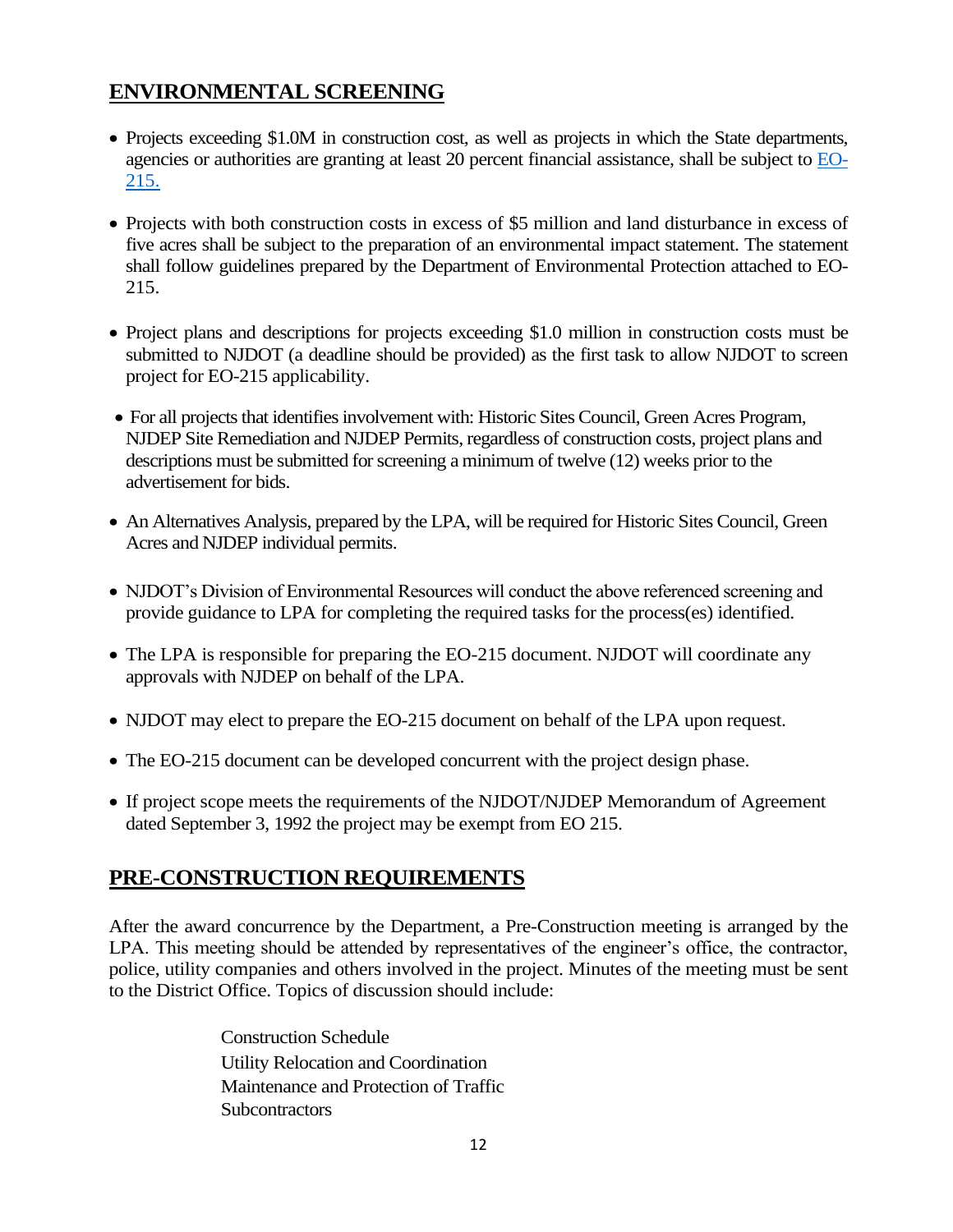## ENVIRONMENTAL SCREENING

- Projects exceeding $1.0M in construction cost, as well as projects in which the State departments, agencies or authorities are granting at least 20 percent financial assistance, shall be subject to [EO-215.](EO-215)
- Projects with both construction costs in excess of $5 million and land disturbance in excess of five acres shall be subject to the preparation of an environmental impact statement. The statement shall follow guidelines prepared by the Department of Environmental Protection attached to EO-215.
- Project plans and descriptions for projects exceeding $1.0 million in construction costs must be submitted to NJDOT (a deadline should be provided) as the first task to allow NJDOT to screen project for EO-215 applicability.
- For all projects that identifies involvement with: Historic Sites Council, Green Acres Program, NJDEP Site Remediation and NJDEP Permits, regardless of construction costs, project plans and descriptions must be submitted for screening a minimum of twelve (12) weeks prior to the advertisement for bids.
- An Alternatives Analysis, prepared by the LPA, will be required for Historic Sites Council, Green Acres and NJDEP individual permits.
- NJDOT's Division of Environmental Resources will conduct the above referenced screening and provide guidance to LPA for completing the required tasks for the process(es) identified.
- The LPA is responsible for preparing the EO-215 document. NJDOT will coordinate any approvals with NJDEP on behalf of the LPA.
- NJDOT may elect to prepare the EO-215 document on behalf of the LPA upon request.
- The EO-215 document can be developed concurrent with the project design phase.
- If project scope meets the requirements of the NJDOT/NJDEP Memorandum of Agreement dated September 3, 1992 the project may be exempt from EO 215.

## PRE-CONSTRUCTION REQUIREMENTS

After the award concurrence by the Department, a Pre-Construction meeting is arranged by the LPA. This meeting should be attended by representatives of the engineer's office, the contractor, police, utility companies and others involved in the project. Minutes of the meeting must be sent to the District Office. Topics of discussion should include:

Construction Schedule
Utility Relocation and Coordination
Maintenance and Protection of Traffic
Subcontractors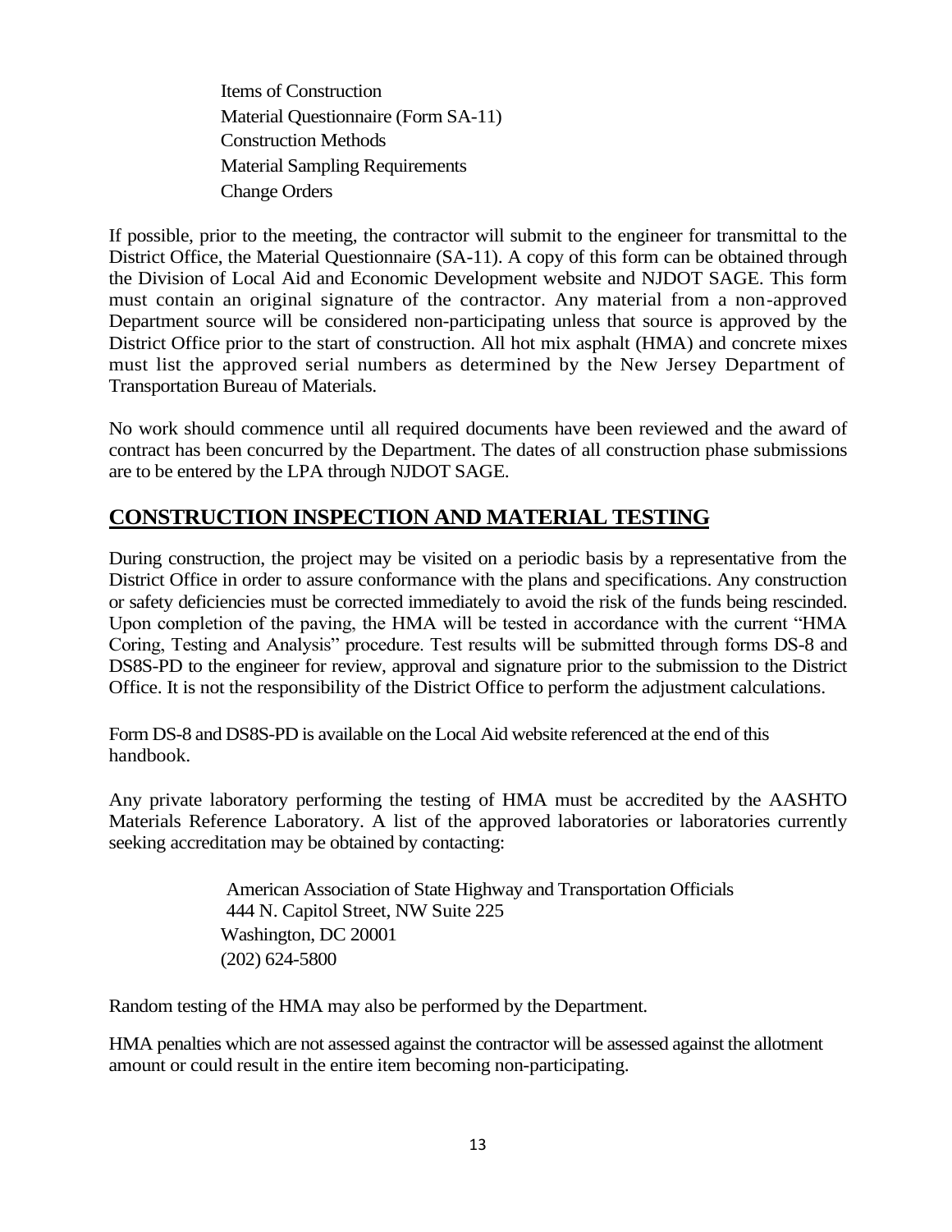Items of Construction
Material Questionnaire (Form SA-11)
Construction Methods
Material Sampling Requirements
Change Orders

If possible, prior to the meeting, the contractor will submit to the engineer for transmittal to the District Office, the Material Questionnaire (SA-11). A copy of this form can be obtained through the Division of Local Aid and Economic Development website and NJDOT SAGE. This form must contain an original signature of the contractor. Any material from a non-approved Department source will be considered non-participating unless that source is approved by the District Office prior to the start of construction. All hot mix asphalt (HMA) and concrete mixes must list the approved serial numbers as determined by the New Jersey Department of Transportation Bureau of Materials.

No work should commence until all required documents have been reviewed and the award of contract has been concurred by the Department. The dates of all construction phase submissions are to be entered by the LPA through NJDOT SAGE.

## CONSTRUCTION INSPECTION AND MATERIAL TESTING

During construction, the project may be visited on a periodic basis by a representative from the District Office in order to assure conformance with the plans and specifications. Any construction or safety deficiencies must be corrected immediately to avoid the risk of the funds being rescinded. Upon completion of the paving, the HMA will be tested in accordance with the current "HMA Coring, Testing and Analysis" procedure. Test results will be submitted through forms DS-8 and DS8S-PD to the engineer for review, approval and signature prior to the submission to the District Office. It is not the responsibility of the District Office to perform the adjustment calculations.

Form DS-8 and DS8S-PD is available on the Local Aid website referenced at the end of this handbook.

Any private laboratory performing the testing of HMA must be accredited by the AASHTO Materials Reference Laboratory. A list of the approved laboratories or laboratories currently seeking accreditation may be obtained by contacting:

American Association of State Highway and Transportation Officials
444 N. Capitol Street, NW Suite 225
Washington, DC 20001
(202) 624-5800

Random testing of the HMA may also be performed by the Department.

HMA penalties which are not assessed against the contractor will be assessed against the allotment amount or could result in the entire item becoming non-participating.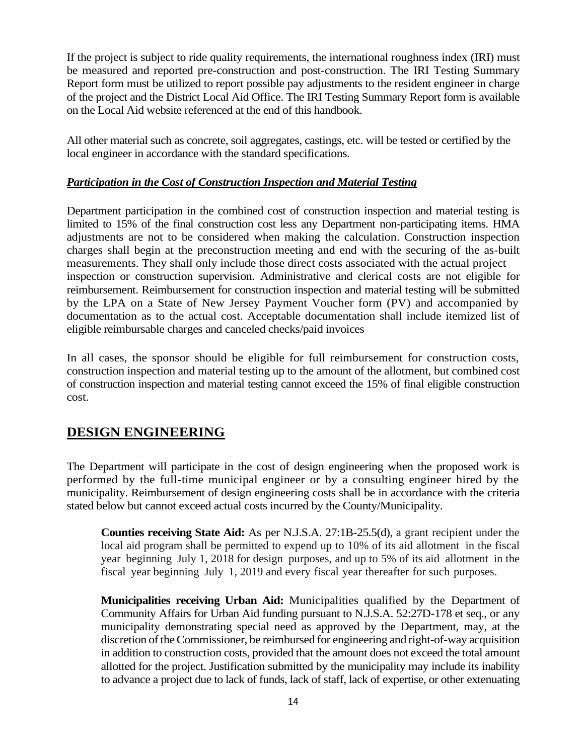If the project is subject to ride quality requirements, the international roughness index (IRI) must be measured and reported pre-construction and post-construction. The IRI Testing Summary Report form must be utilized to report possible pay adjustments to the resident engineer in charge of the project and the District Local Aid Office. The IRI Testing Summary Report form is available on the Local Aid website referenced at the end of this handbook.

All other material such as concrete, soil aggregates, castings, etc. will be tested or certified by the local engineer in accordance with the standard specifications.

***Participation in the Cost of Construction Inspection and Material Testing***

Department participation in the combined cost of construction inspection and material testing is limited to 15% of the final construction cost less any Department non-participating items. HMA adjustments are not to be considered when making the calculation. Construction inspection charges shall begin at the preconstruction meeting and end with the securing of the as-built measurements. They shall only include those direct costs associated with the actual project inspection or construction supervision. Administrative and clerical costs are not eligible for reimbursement. Reimbursement for construction inspection and material testing will be submitted by the LPA on a State of New Jersey Payment Voucher form (PV) and accompanied by documentation as to the actual cost. Acceptable documentation shall include itemized list of eligible reimbursable charges and canceled checks/paid invoices

In all cases, the sponsor should be eligible for full reimbursement for construction costs, construction inspection and material testing up to the amount of the allotment, but combined cost of construction inspection and material testing cannot exceed the 15% of final eligible construction cost.

## DESIGN ENGINEERING

The Department will participate in the cost of design engineering when the proposed work is performed by the full-time municipal engineer or by a consulting engineer hired by the municipality. Reimbursement of design engineering costs shall be in accordance with the criteria stated below but cannot exceed actual costs incurred by the County/Municipality.

**Counties receiving State Aid:** As per N.J.S.A. 27:1B-25.5(d), a grant recipient under the local aid program shall be permitted to expend up to 10% of its aid allotment in the fiscal year beginning July 1, 2018 for design purposes, and up to 5% of its aid allotment in the fiscal year beginning July 1, 2019 and every fiscal year thereafter for such purposes.

**Municipalities receiving Urban Aid:** Municipalities qualified by the Department of Community Affairs for Urban Aid funding pursuant to N.J.S.A. 52:27D-178 et seq., or any municipality demonstrating special need as approved by the Department, may, at the discretion of the Commissioner, be reimbursed for engineering and right-of-way acquisition in addition to construction costs, provided that the amount does not exceed the total amount allotted for the project. Justification submitted by the municipality may include its inability to advance a project due to lack of funds, lack of staff, lack of expertise, or other extenuating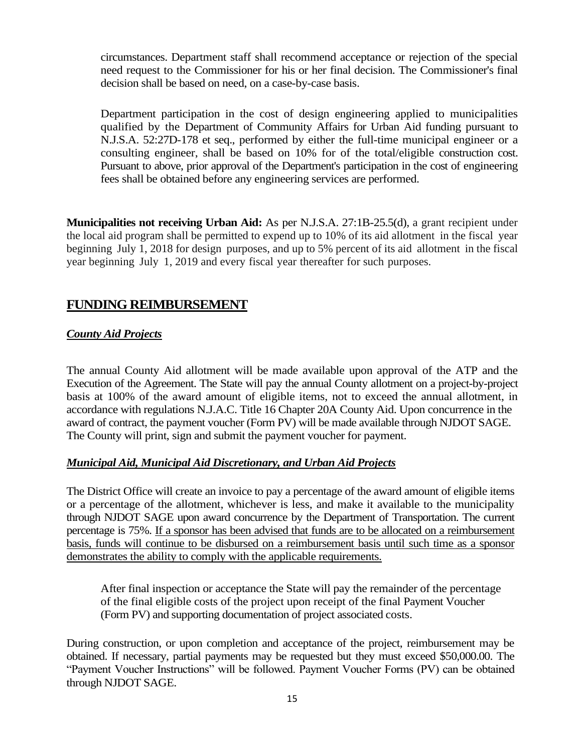circumstances. Department staff shall recommend acceptance or rejection of the special need request to the Commissioner for his or her final decision. The Commissioner's final decision shall be based on need, on a case-by-case basis.

Department participation in the cost of design engineering applied to municipalities qualified by the Department of Community Affairs for Urban Aid funding pursuant to N.J.S.A. 52:27D-178 et seq., performed by either the full-time municipal engineer or a consulting engineer, shall be based on 10% for of the total/eligible construction cost. Pursuant to above, prior approval of the Department's participation in the cost of engineering fees shall be obtained before any engineering services are performed.

**Municipalities not receiving Urban Aid:** As per N.J.S.A. 27:1B-25.5(d), a grant recipient under the local aid program shall be permitted to expend up to 10% of its aid allotment in the fiscal year beginning July 1, 2018 for design purposes, and up to 5% percent of its aid allotment in the fiscal year beginning July 1, 2019 and every fiscal year thereafter for such purposes.

## FUNDING REIMBURSEMENT

### *County Aid Projects*

The annual County Aid allotment will be made available upon approval of the ATP and the Execution of the Agreement. The State will pay the annual County allotment on a project-by-project basis at 100% of the award amount of eligible items, not to exceed the annual allotment, in accordance with regulations N.J.A.C. Title 16 Chapter 20A County Aid. Upon concurrence in the award of contract, the payment voucher (Form PV) will be made available through NJDOT SAGE. The County will print, sign and submit the payment voucher for payment.

### *Municipal Aid, Municipal Aid Discretionary, and Urban Aid Projects*

The District Office will create an invoice to pay a percentage of the award amount of eligible items or a percentage of the allotment, whichever is less, and make it available to the municipality through NJDOT SAGE upon award concurrence by the Department of Transportation. The current percentage is 75%. If a sponsor has been advised that funds are to be allocated on a reimbursement basis, funds will continue to be disbursed on a reimbursement basis until such time as a sponsor demonstrates the ability to comply with the applicable requirements.

After final inspection or acceptance the State will pay the remainder of the percentage of the final eligible costs of the project upon receipt of the final Payment Voucher (Form PV) and supporting documentation of project associated costs.

During construction, or upon completion and acceptance of the project, reimbursement may be obtained. If necessary, partial payments may be requested but they must exceed $50,000.00. The "Payment Voucher Instructions" will be followed. Payment Voucher Forms (PV) can be obtained through NJDOT SAGE.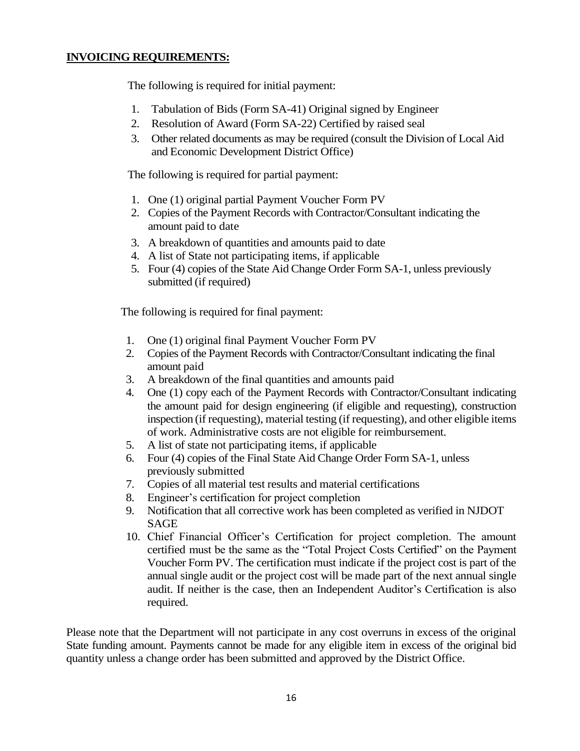**<u>INVOICING REQUIREMENTS:</u>**

The following is required for initial payment:

1. Tabulation of Bids (Form SA-41) Original signed by Engineer
2. Resolution of Award (Form SA-22) Certified by raised seal
3. Other related documents as may be required (consult the Division of Local Aid and Economic Development District Office)

The following is required for partial payment:

1. One (1) original partial Payment Voucher Form PV
2. Copies of the Payment Records with Contractor/Consultant indicating the amount paid to date
3. A breakdown of quantities and amounts paid to date
4. A list of State not participating items, if applicable
5. Four (4) copies of the State Aid Change Order Form SA-1, unless previously submitted (if required)

The following is required for final payment:

1. One (1) original final Payment Voucher Form PV
2. Copies of the Payment Records with Contractor/Consultant indicating the final amount paid
3. A breakdown of the final quantities and amounts paid
4. One (1) copy each of the Payment Records with Contractor/Consultant indicating the amount paid for design engineering (if eligible and requesting), construction inspection (if requesting), material testing (if requesting), and other eligible items of work. Administrative costs are not eligible for reimbursement.
5. A list of state not participating items, if applicable
6. Four (4) copies of the Final State Aid Change Order Form SA-1, unless previously submitted
7. Copies of all material test results and material certifications
8. Engineer's certification for project completion
9. Notification that all corrective work has been completed as verified in NJDOT SAGE
10. Chief Financial Officer's Certification for project completion. The amount certified must be the same as the "Total Project Costs Certified" on the Payment Voucher Form PV. The certification must indicate if the project cost is part of the annual single audit or the project cost will be made part of the next annual single audit. If neither is the case, then an Independent Auditor's Certification is also required.

Please note that the Department will not participate in any cost overruns in excess of the original State funding amount. Payments cannot be made for any eligible item in excess of the original bid quantity unless a change order has been submitted and approved by the District Office.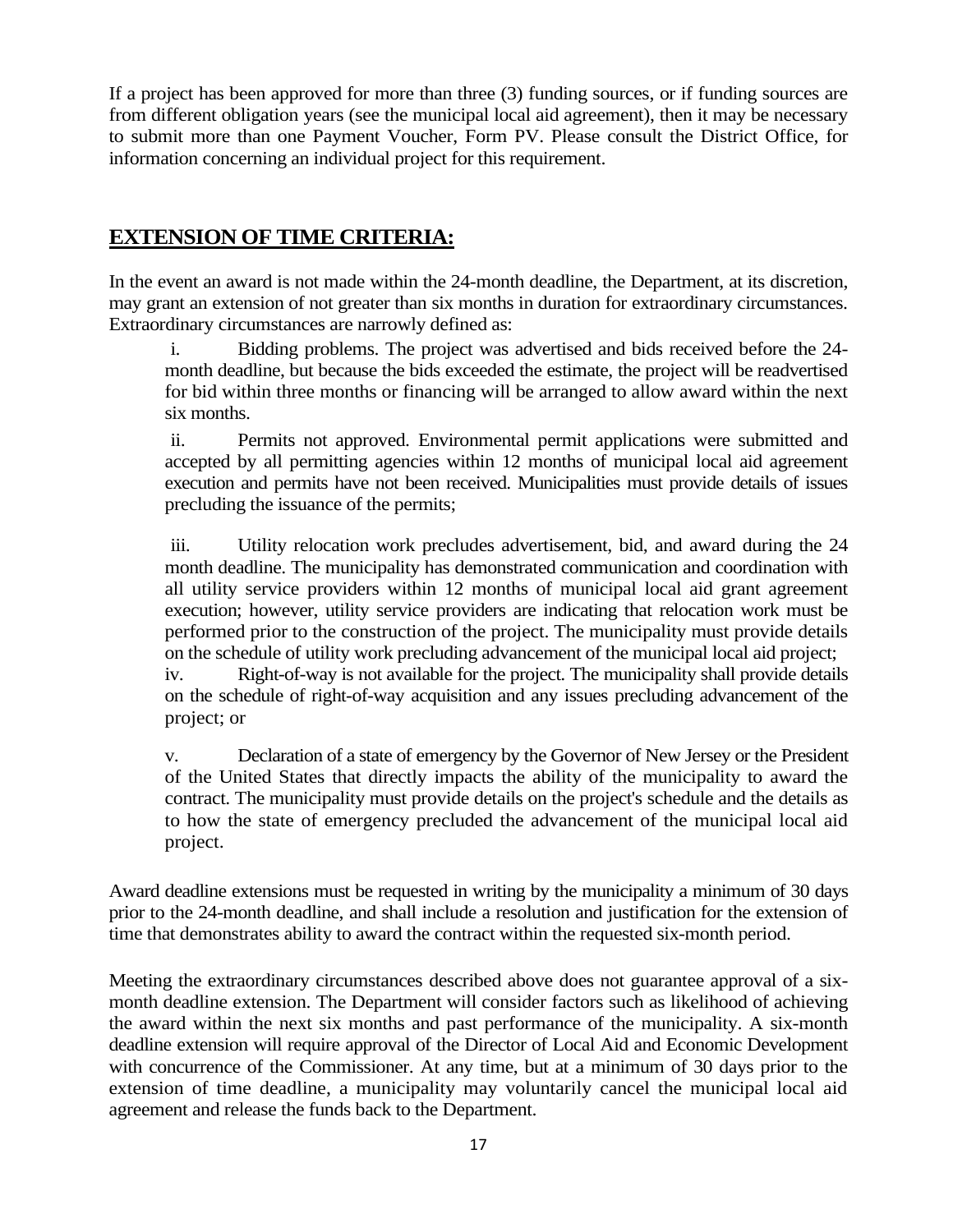If a project has been approved for more than three (3) funding sources, or if funding sources are from different obligation years (see the municipal local aid agreement), then it may be necessary to submit more than one Payment Voucher, Form PV. Please consult the District Office, for information concerning an individual project for this requirement.

## EXTENSION OF TIME CRITERIA:

In the event an award is not made within the 24-month deadline, the Department, at its discretion, may grant an extension of not greater than six months in duration for extraordinary circumstances. Extraordinary circumstances are narrowly defined as:

i. Bidding problems. The project was advertised and bids received before the 24-month deadline, but because the bids exceeded the estimate, the project will be readvertised for bid within three months or financing will be arranged to allow award within the next six months.

ii. Permits not approved. Environmental permit applications were submitted and accepted by all permitting agencies within 12 months of municipal local aid agreement execution and permits have not been received. Municipalities must provide details of issues precluding the issuance of the permits;

iii. Utility relocation work precludes advertisement, bid, and award during the 24 month deadline. The municipality has demonstrated communication and coordination with all utility service providers within 12 months of municipal local aid grant agreement execution; however, utility service providers are indicating that relocation work must be performed prior to the construction of the project. The municipality must provide details on the schedule of utility work precluding advancement of the municipal local aid project;

iv. Right-of-way is not available for the project. The municipality shall provide details on the schedule of right-of-way acquisition and any issues precluding advancement of the project; or

v. Declaration of a state of emergency by the Governor of New Jersey or the President of the United States that directly impacts the ability of the municipality to award the contract. The municipality must provide details on the project's schedule and the details as to how the state of emergency precluded the advancement of the municipal local aid project.

Award deadline extensions must be requested in writing by the municipality a minimum of 30 days prior to the 24-month deadline, and shall include a resolution and justification for the extension of time that demonstrates ability to award the contract within the requested six-month period.

Meeting the extraordinary circumstances described above does not guarantee approval of a six-month deadline extension. The Department will consider factors such as likelihood of achieving the award within the next six months and past performance of the municipality. A six-month deadline extension will require approval of the Director of Local Aid and Economic Development with concurrence of the Commissioner. At any time, but at a minimum of 30 days prior to the extension of time deadline, a municipality may voluntarily cancel the municipal local aid agreement and release the funds back to the Department.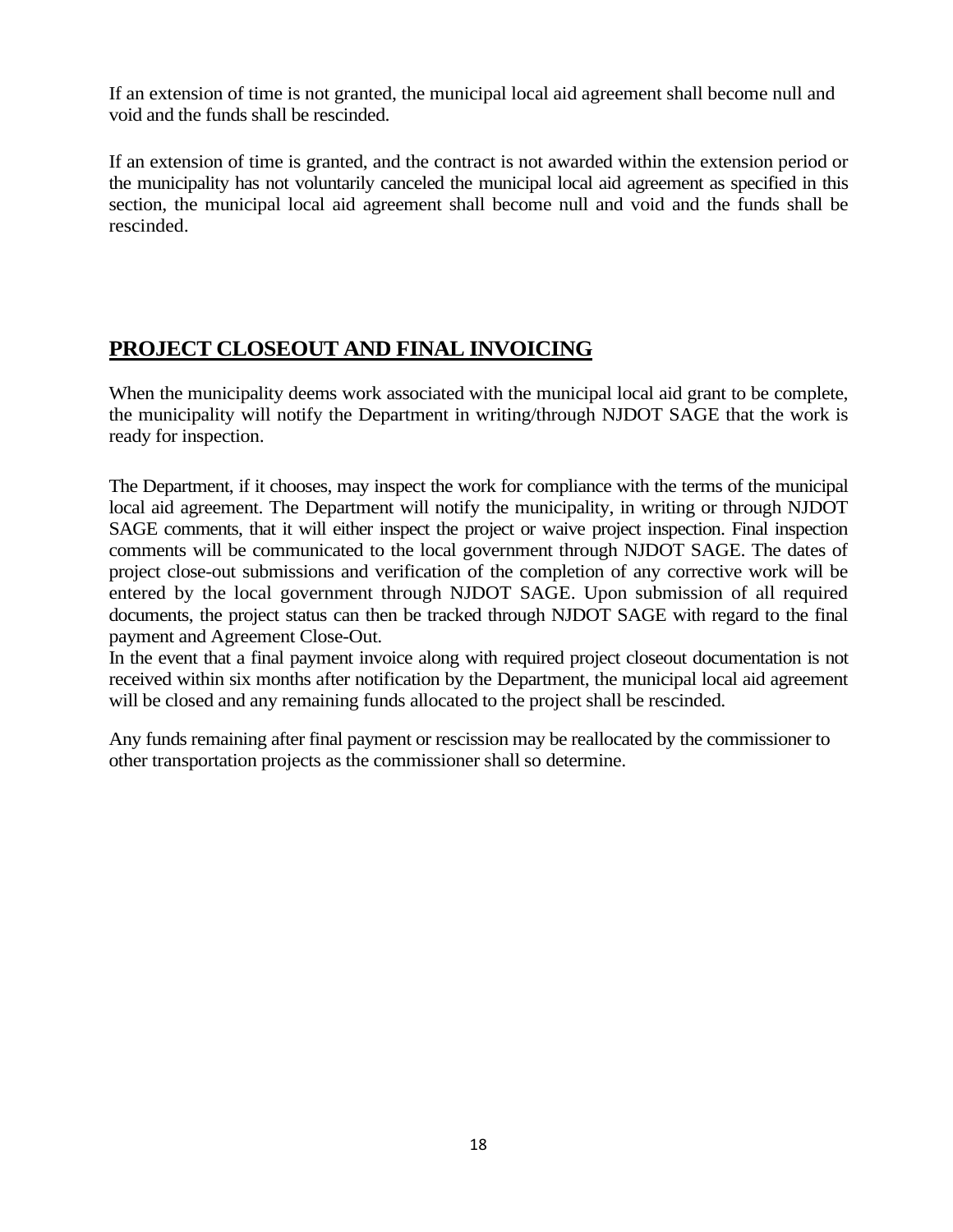If an extension of time is not granted, the municipal local aid agreement shall become null and void and the funds shall be rescinded.

If an extension of time is granted, and the contract is not awarded within the extension period or the municipality has not voluntarily canceled the municipal local aid agreement as specified in this section, the municipal local aid agreement shall become null and void and the funds shall be rescinded.

## PROJECT CLOSEOUT AND FINAL INVOICING

When the municipality deems work associated with the municipal local aid grant to be complete, the municipality will notify the Department in writing/through NJDOT SAGE that the work is ready for inspection.

The Department, if it chooses, may inspect the work for compliance with the terms of the municipal local aid agreement. The Department will notify the municipality, in writing or through NJDOT SAGE comments, that it will either inspect the project or waive project inspection. Final inspection comments will be communicated to the local government through NJDOT SAGE. The dates of project close-out submissions and verification of the completion of any corrective work will be entered by the local government through NJDOT SAGE. Upon submission of all required documents, the project status can then be tracked through NJDOT SAGE with regard to the final payment and Agreement Close-Out.

In the event that a final payment invoice along with required project closeout documentation is not received within six months after notification by the Department, the municipal local aid agreement will be closed and any remaining funds allocated to the project shall be rescinded.

Any funds remaining after final payment or rescission may be reallocated by the commissioner to other transportation projects as the commissioner shall so determine.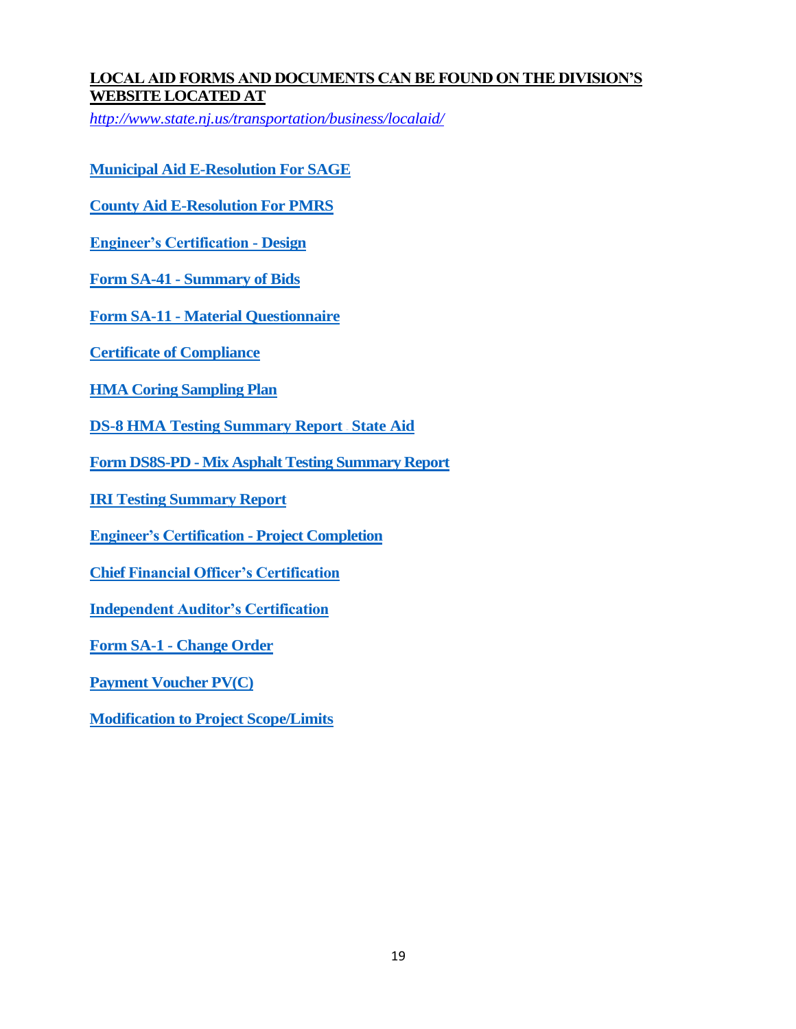**LOCAL AID FORMS AND DOCUMENTS CAN BE FOUND ON THE DIVISION'S WEBSITE LOCATED AT**

*http://www.state.nj.us/transportation/business/localaid/*

**Municipal Aid E-Resolution For SAGE**

**County Aid E-Resolution For PMRS**

**Engineer's Certification - Design**

**Form SA-41 - Summary of Bids**

**Form SA-11 - Material Questionnaire**

**Certificate of Compliance**

**HMA Coring Sampling Plan**

**DS-8 HMA Testing Summary Report_State Aid**

**Form DS8S-PD - Mix Asphalt Testing Summary Report**

**IRI Testing Summary Report**

**Engineer's Certification - Project Completion**

**Chief Financial Officer's Certification**

**Independent Auditor's Certification**

**Form SA-1 - Change Order**

**Payment Voucher PV(C)**

**Modification to Project Scope/Limits**